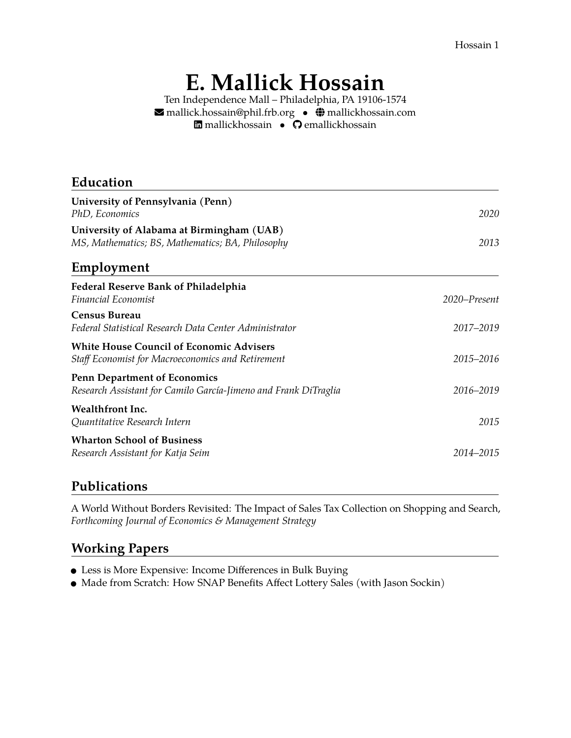# E. Mallick Hossain

Ten Independence Mall – Philadelphia, PA 19106-1574
mallick.hossain@phil.frb.org • mallickhossain.com
mallickhossain • emallickhossain

## Education

**University of Pennsylvania (Penn)**
*PhD, Economics* — *2020*

**University of Alabama at Birmingham (UAB)**
*MS, Mathematics; BS, Mathematics; BA, Philosophy* — *2013*

## Employment

**Federal Reserve Bank of Philadelphia**
*Financial Economist* — *2020–Present*

**Census Bureau**
*Federal Statistical Research Data Center Administrator* — *2017–2019*

**White House Council of Economic Advisers**
*Staff Economist for Macroeconomics and Retirement* — *2015–2016*

**Penn Department of Economics**
*Research Assistant for Camilo García-Jimeno and Frank DiTraglia* — *2016–2019*

**Wealthfront Inc.**
*Quantitative Research Intern* — *2015*

**Wharton School of Business**
*Research Assistant for Katja Seim* — *2014–2015*

## Publications

A World Without Borders Revisited: The Impact of Sales Tax Collection on Shopping and Search, *Forthcoming Journal of Economics & Management Strategy*

## Working Papers

- Less is More Expensive: Income Differences in Bulk Buying
- Made from Scratch: How SNAP Benefits Affect Lottery Sales (with Jason Sockin)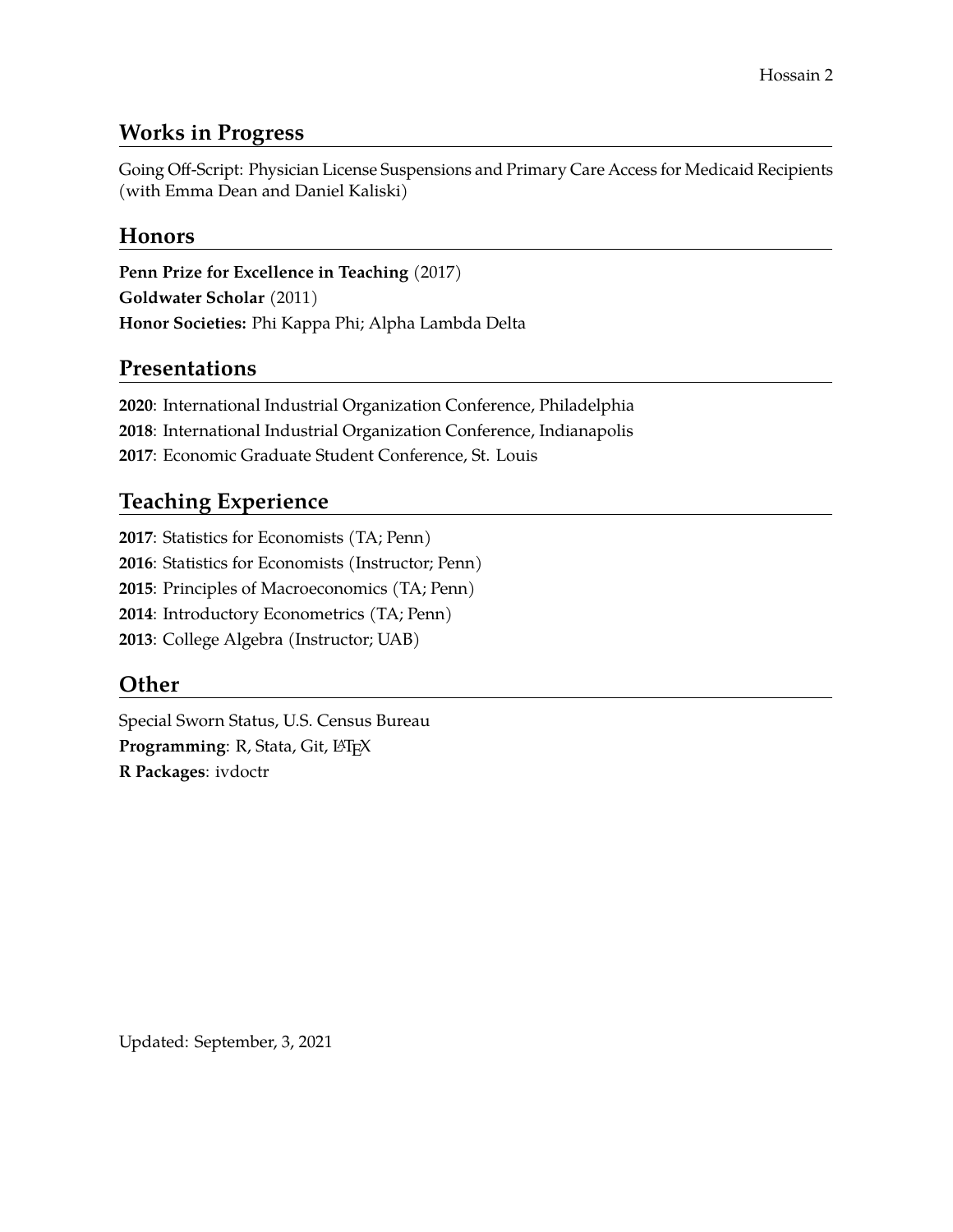## Works in Progress

Going Off-Script: Physician License Suspensions and Primary Care Access for Medicaid Recipients (with Emma Dean and Daniel Kaliski)

## Honors

**Penn Prize for Excellence in Teaching** (2017)
**Goldwater Scholar** (2011)
**Honor Societies:** Phi Kappa Phi; Alpha Lambda Delta

## Presentations

**2020**: International Industrial Organization Conference, Philadelphia
**2018**: International Industrial Organization Conference, Indianapolis
**2017**: Economic Graduate Student Conference, St. Louis

## Teaching Experience

**2017**: Statistics for Economists (TA; Penn)
**2016**: Statistics for Economists (Instructor; Penn)
**2015**: Principles of Macroeconomics (TA; Penn)
**2014**: Introductory Econometrics (TA; Penn)
**2013**: College Algebra (Instructor; UAB)

## Other

Special Sworn Status, U.S. Census Bureau
**Programming**: R, Stata, Git, LaTeX
**R Packages**: ivdoctr

Updated: September, 3, 2021